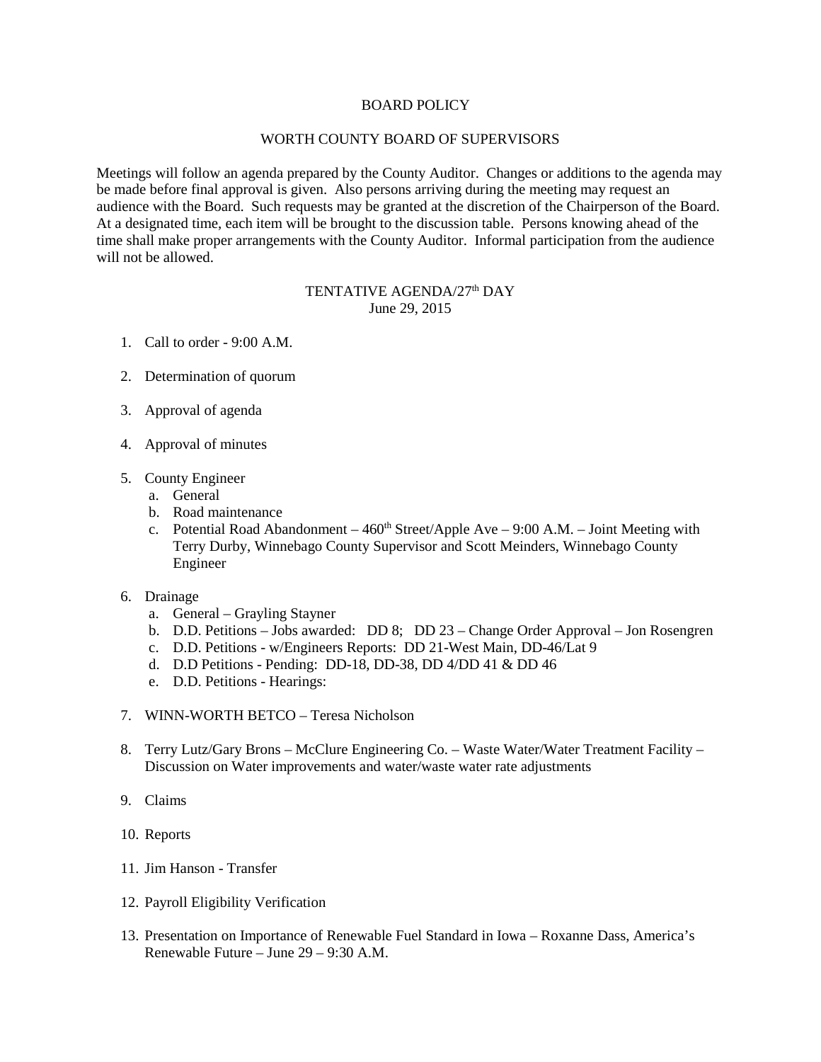# BOARD POLICY

## WORTH COUNTY BOARD OF SUPERVISORS

Meetings will follow an agenda prepared by the County Auditor. Changes or additions to the agenda may be made before final approval is given. Also persons arriving during the meeting may request an audience with the Board. Such requests may be granted at the discretion of the Chairperson of the Board. At a designated time, each item will be brought to the discussion table. Persons knowing ahead of the time shall make proper arrangements with the County Auditor. Informal participation from the audience will not be allowed.

### TENTATIVE AGENDA/27th DAY
June 29, 2015

1. Call to order - 9:00 A.M.

2. Determination of quorum

3. Approval of agenda

4. Approval of minutes

5. County Engineer
   a. General
   b. Road maintenance
   c. Potential Road Abandonment – 460th Street/Apple Ave – 9:00 A.M. – Joint Meeting with Terry Durby, Winnebago County Supervisor and Scott Meinders, Winnebago County Engineer

6. Drainage
   a. General – Grayling Stayner
   b. D.D. Petitions – Jobs awarded: DD 8; DD 23 – Change Order Approval – Jon Rosengren
   c. D.D. Petitions - w/Engineers Reports: DD 21-West Main, DD-46/Lat 9
   d. D.D Petitions - Pending: DD-18, DD-38, DD 4/DD 41 & DD 46
   e. D.D. Petitions - Hearings:

7. WINN-WORTH BETCO – Teresa Nicholson

8. Terry Lutz/Gary Brons – McClure Engineering Co. – Waste Water/Water Treatment Facility – Discussion on Water improvements and water/waste water rate adjustments

9. Claims

10. Reports

11. Jim Hanson - Transfer

12. Payroll Eligibility Verification

13. Presentation on Importance of Renewable Fuel Standard in Iowa – Roxanne Dass, America's Renewable Future – June 29 – 9:30 A.M.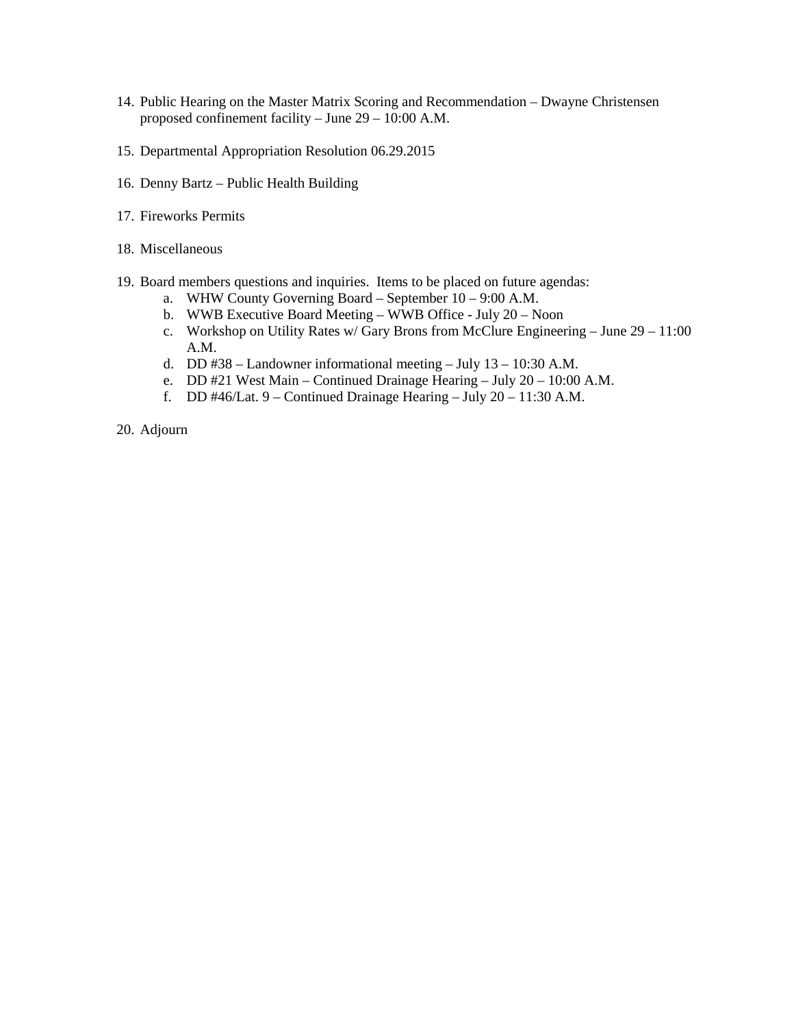14. Public Hearing on the Master Matrix Scoring and Recommendation – Dwayne Christensen proposed confinement facility – June 29 – 10:00 A.M.

15. Departmental Appropriation Resolution 06.29.2015

16. Denny Bartz – Public Health Building

17. Fireworks Permits

18. Miscellaneous

19. Board members questions and inquiries. Items to be placed on future agendas:
    a. WHW County Governing Board – September 10 – 9:00 A.M.
    b. WWB Executive Board Meeting – WWB Office - July 20 – Noon
    c. Workshop on Utility Rates w/ Gary Brons from McClure Engineering – June 29 – 11:00 A.M.
    d. DD #38 – Landowner informational meeting – July 13 – 10:30 A.M.
    e. DD #21 West Main – Continued Drainage Hearing – July 20 – 10:00 A.M.
    f. DD #46/Lat. 9 – Continued Drainage Hearing – July 20 – 11:30 A.M.

20. Adjourn